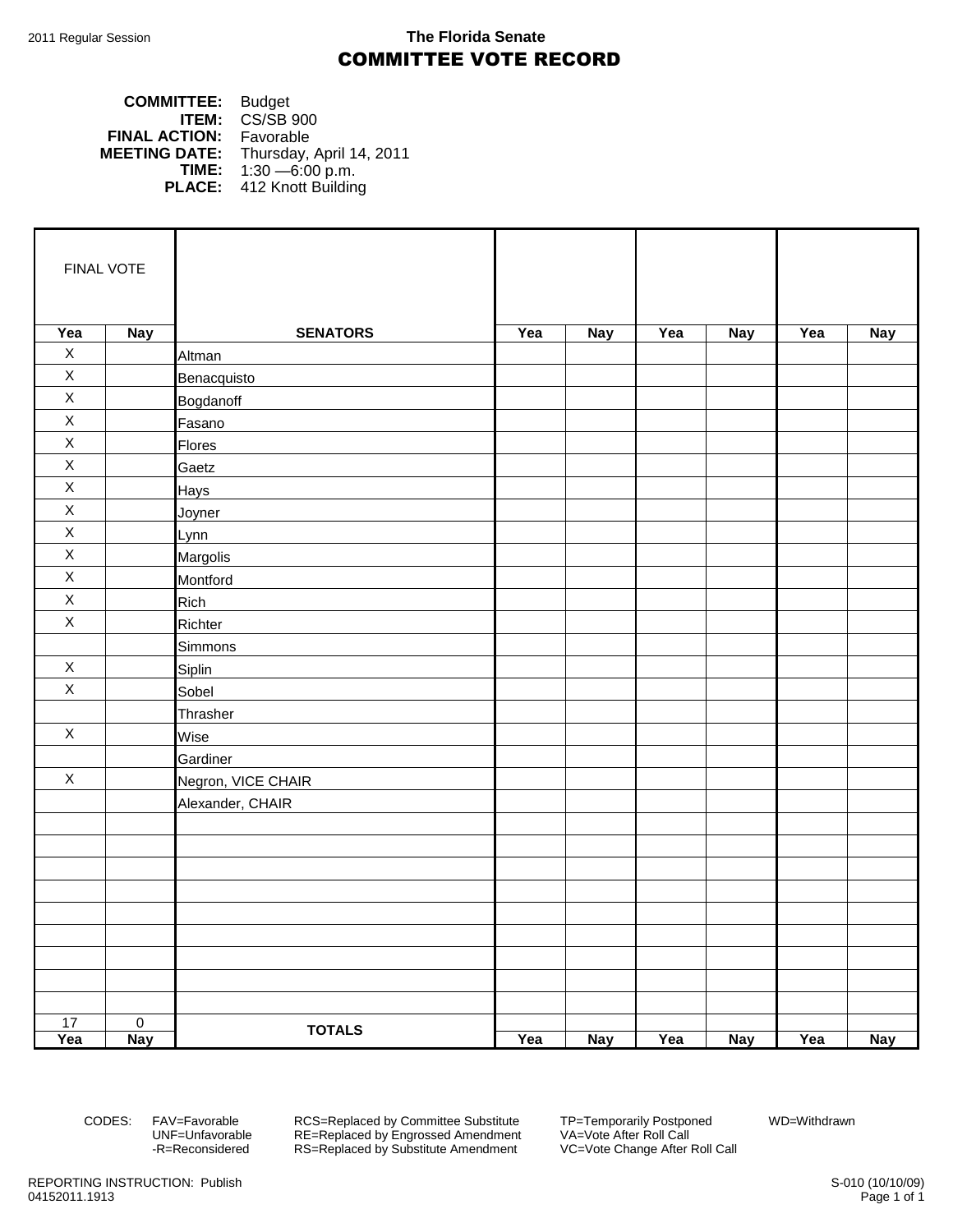2011 Regular Session

**The Florida Senate**

# COMMITTEE VOTE RECORD

**COMMITTEE:** Budget
**ITEM:** CS/SB 900
**FINAL ACTION:** Favorable
**MEETING DATE:** Thursday, April 14, 2011
**TIME:** 1:30 —6:00 p.m.
**PLACE:** 412 Knott Building

| FINAL VOTE | | | | | | | | |
|---|---|---|---|---|---|---|---|---|
| **Yea** | **Nay** | **SENATORS** | **Yea** | **Nay** | **Yea** | **Nay** | **Yea** | **Nay** |
| X | | Altman | | | | | | |
| X | | Benacquisto | | | | | | |
| X | | Bogdanoff | | | | | | |
| X | | Fasano | | | | | | |
| X | | Flores | | | | | | |
| X | | Gaetz | | | | | | |
| X | | Hays | | | | | | |
| X | | Joyner | | | | | | |
| X | | Lynn | | | | | | |
| X | | Margolis | | | | | | |
| X | | Montford | | | | | | |
| X | | Rich | | | | | | |
| X | | Richter | | | | | | |
| | | Simmons | | | | | | |
| X | | Siplin | | | | | | |
| X | | Sobel | | | | | | |
| | | Thrasher | | | | | | |
| X | | Wise | | | | | | |
| | | Gardiner | | | | | | |
| X | | Negron, VICE CHAIR | | | | | | |
| | | Alexander, CHAIR | | | | | | |
| 17 | 0 | **TOTALS** | | | | | | |
| **Yea** | **Nay** | | **Yea** | **Nay** | **Yea** | **Nay** | **Yea** | **Nay** |

CODES: FAV=Favorable, UNF=Unfavorable, -R=Reconsidered, RCS=Replaced by Committee Substitute, RE=Replaced by Engrossed Amendment, RS=Replaced by Substitute Amendment, TP=Temporarily Postponed, VA=Vote After Roll Call, VC=Vote Change After Roll Call, WD=Withdrawn

REPORTING INSTRUCTION: Publish
04152011.1913

S-010 (10/10/09)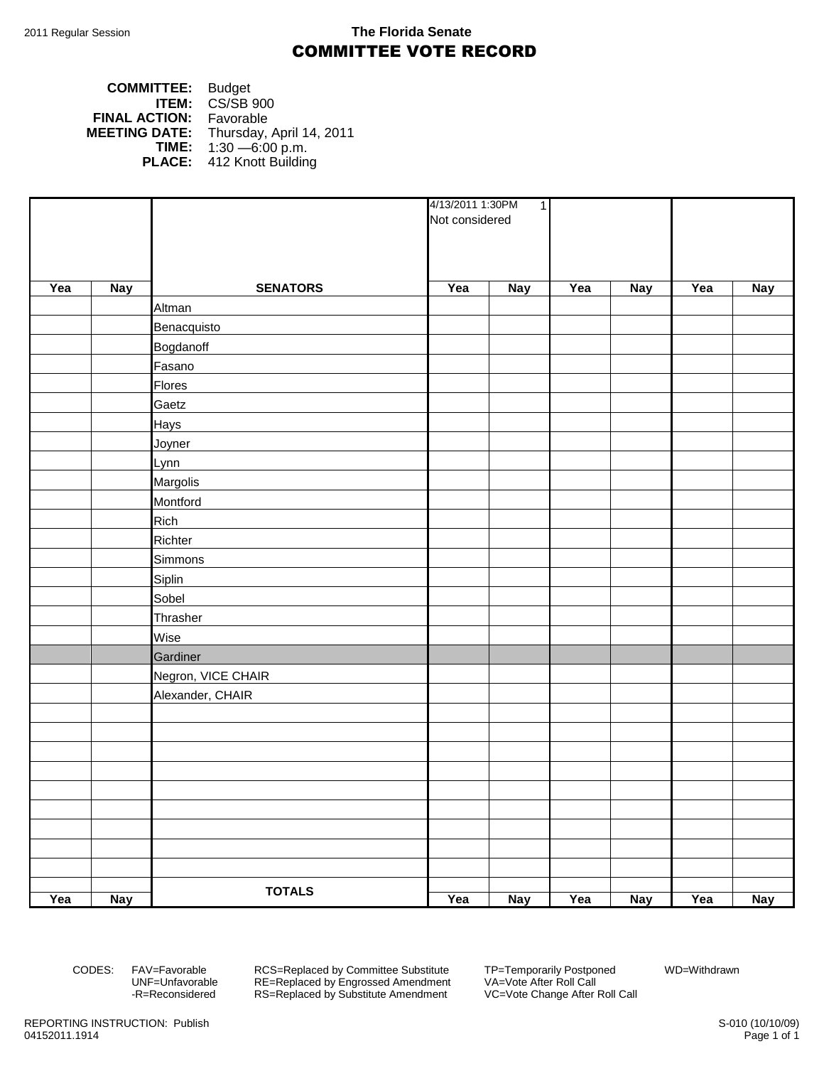2011 Regular Session

**The Florida Senate**

# COMMITTEE VOTE RECORD

**COMMITTEE:** Budget
**ITEM:** CS/SB 900
**FINAL ACTION:** Favorable
**MEETING DATE:** Thursday, April 14, 2011
**TIME:** 1:30 —6:00 p.m.
**PLACE:** 412 Knott Building

| | | | 4/13/2011 1:30PM 1 Not considered | | | | | |
|---|---|---|---|---|---|---|---|---|
| **Yea** | **Nay** | **SENATORS** | **Yea** | **Nay** | **Yea** | **Nay** | **Yea** | **Nay** |
| | | Altman | | | | | | |
| | | Benacquisto | | | | | | |
| | | Bogdanoff | | | | | | |
| | | Fasano | | | | | | |
| | | Flores | | | | | | |
| | | Gaetz | | | | | | |
| | | Hays | | | | | | |
| | | Joyner | | | | | | |
| | | Lynn | | | | | | |
| | | Margolis | | | | | | |
| | | Montford | | | | | | |
| | | Rich | | | | | | |
| | | Richter | | | | | | |
| | | Simmons | | | | | | |
| | | Siplin | | | | | | |
| | | Sobel | | | | | | |
| | | Thrasher | | | | | | |
| | | Wise | | | | | | |
| | | Gardiner | | | | | | |
| | | Negron, VICE CHAIR | | | | | | |
| | | Alexander, CHAIR | | | | | | |
| | | | | | | | | |
| | | | | | | | | |
| | | | | | | | | |
| | | | | | | | | |
| | | | | | | | | |
| | | | | | | | | |
| | | | | | | | | |
| | | | | | | | | |
| | | | | | | | | |
| **Yea** | **Nay** | **TOTALS** | **Yea** | **Nay** | **Yea** | **Nay** | **Yea** | **Nay** |

CODES: FAV=Favorable, UNF=Unfavorable, -R=Reconsidered, RCS=Replaced by Committee Substitute, RE=Replaced by Engrossed Amendment, RS=Replaced by Substitute Amendment, TP=Temporarily Postponed, VA=Vote After Roll Call, VC=Vote Change After Roll Call, WD=Withdrawn

REPORTING INSTRUCTION: Publish
04152011.1914

S-010 (10/10/09)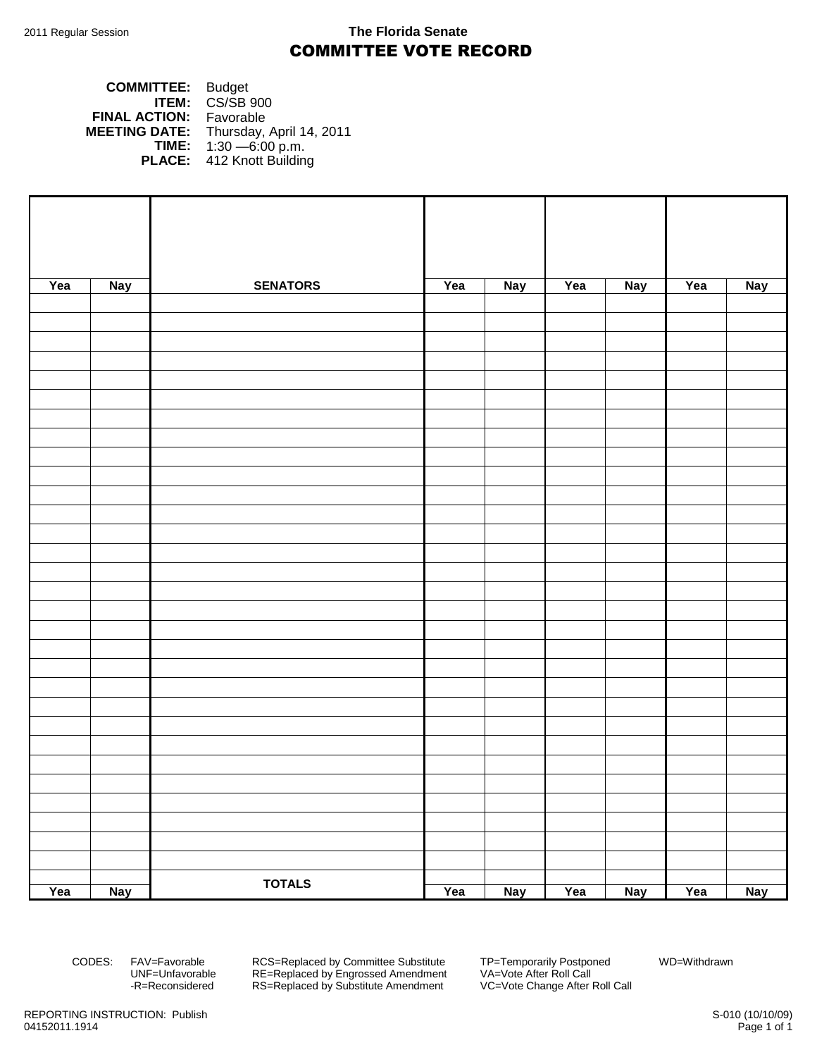2011 Regular Session

**The Florida Senate**

# COMMITTEE VOTE RECORD

**COMMITTEE:** Budget
**ITEM:** CS/SB 900
**FINAL ACTION:** Favorable
**MEETING DATE:** Thursday, April 14, 2011
**TIME:** 1:30 —6:00 p.m.
**PLACE:** 412 Knott Building

| Yea | Nay | SENATORS | Yea | Nay | Yea | Nay | Yea | Nay |
|---|---|---|---|---|---|---|---|---|
| | | | | | | | | |
| | | | | | | | | |
| | | | | | | | | |
| | | | | | | | | |
| | | | | | | | | |
| | | | | | | | | |
| | | | | | | | | |
| | | | | | | | | |
| | | | | | | | | |
| | | | | | | | | |
| | | | | | | | | |
| | | | | | | | | |
| | | | | | | | | |
| | | | | | | | | |
| | | | | | | | | |
| | | | | | | | | |
| | | | | | | | | |
| | | | | | | | | |
| | | | | | | | | |
| | | | | | | | | |
| | | | | | | | | |
| | | | | | | | | |
| | | | | | | | | |
| | | | | | | | | |
| | | | | | | | | |
| | | | | | | | | |
| | | | | | | | | |
| | | | | | | | | |
| | | | | | | | | |
| | | | | | | | | |
| | | TOTALS | | | | | | |
| Yea | Nay | | Yea | Nay | Yea | Nay | Yea | Nay |

CODES: FAV=Favorable, UNF=Unfavorable, -R=Reconsidered, RCS=Replaced by Committee Substitute, RE=Replaced by Engrossed Amendment, RS=Replaced by Substitute Amendment, TP=Temporarily Postponed, VA=Vote After Roll Call, VC=Vote Change After Roll Call, WD=Withdrawn

REPORTING INSTRUCTION: Publish
04152011.1914

S-010 (10/10/09)